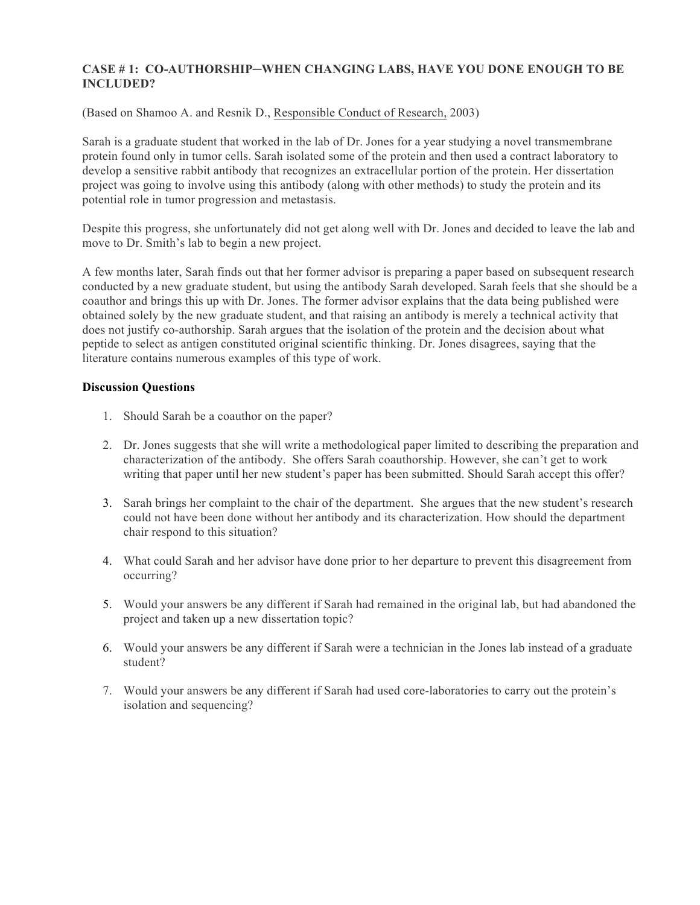### CASE # 1: CO-AUTHORSHIP—WHEN CHANGING LABS, HAVE YOU DONE ENOUGH TO BE INCLUDED?

(Based on Shamoo A. and Resnik D., Responsible Conduct of Research, 2003)

Sarah is a graduate student that worked in the lab of Dr. Jones for a year studying a novel transmembrane protein found only in tumor cells. Sarah isolated some of the protein and then used a contract laboratory to develop a sensitive rabbit antibody that recognizes an extracellular portion of the protein. Her dissertation project was going to involve using this antibody (along with other methods) to study the protein and its potential role in tumor progression and metastasis.

Despite this progress, she unfortunately did not get along well with Dr. Jones and decided to leave the lab and move to Dr. Smith's lab to begin a new project.

A few months later, Sarah finds out that her former advisor is preparing a paper based on subsequent research conducted by a new graduate student, but using the antibody Sarah developed. Sarah feels that she should be a coauthor and brings this up with Dr. Jones. The former advisor explains that the data being published were obtained solely by the new graduate student, and that raising an antibody is merely a technical activity that does not justify co-authorship. Sarah argues that the isolation of the protein and the decision about what peptide to select as antigen constituted original scientific thinking. Dr. Jones disagrees, saying that the literature contains numerous examples of this type of work.

**Discussion Questions**

1. Should Sarah be a coauthor on the paper?
2. Dr. Jones suggests that she will write a methodological paper limited to describing the preparation and characterization of the antibody. She offers Sarah coauthorship. However, she can't get to work writing that paper until her new student's paper has been submitted. Should Sarah accept this offer?
3. Sarah brings her complaint to the chair of the department. She argues that the new student's research could not have been done without her antibody and its characterization. How should the department chair respond to this situation?
4. What could Sarah and her advisor have done prior to her departure to prevent this disagreement from occurring?
5. Would your answers be any different if Sarah had remained in the original lab, but had abandoned the project and taken up a new dissertation topic?
6. Would your answers be any different if Sarah were a technician in the Jones lab instead of a graduate student?
7. Would your answers be any different if Sarah had used core-laboratories to carry out the protein's isolation and sequencing?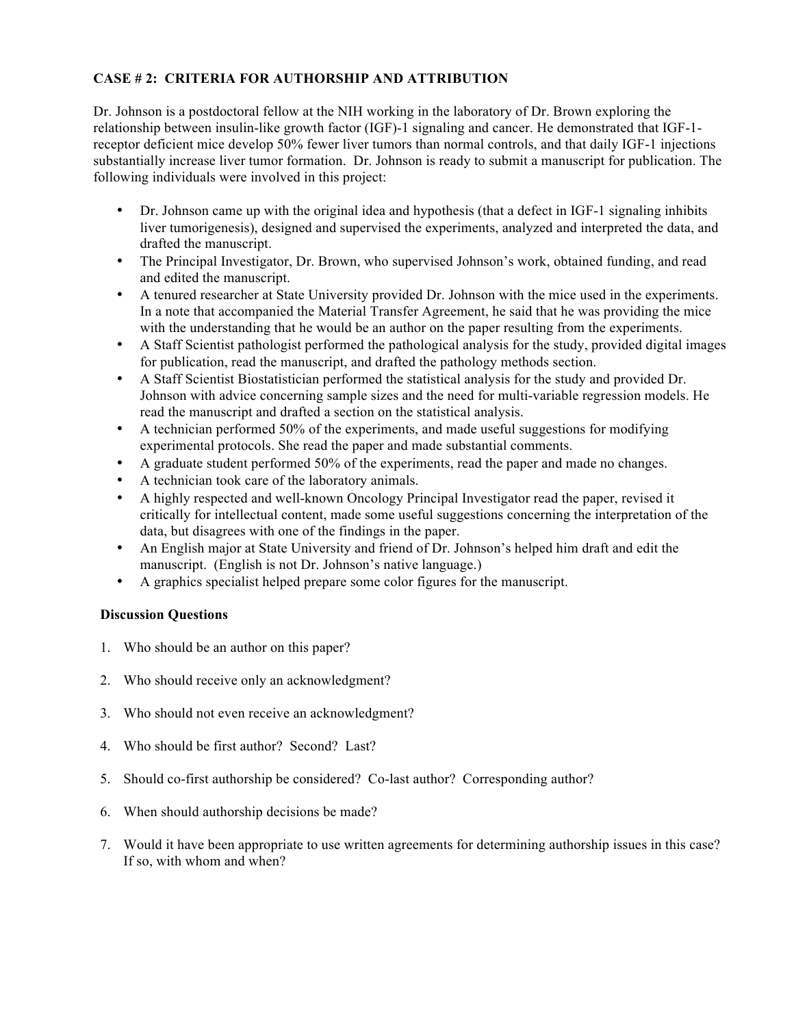## CASE # 2: CRITERIA FOR AUTHORSHIP AND ATTRIBUTION

Dr. Johnson is a postdoctoral fellow at the NIH working in the laboratory of Dr. Brown exploring the relationship between insulin-like growth factor (IGF)-1 signaling and cancer. He demonstrated that IGF-1-receptor deficient mice develop 50% fewer liver tumors than normal controls, and that daily IGF-1 injections substantially increase liver tumor formation. Dr. Johnson is ready to submit a manuscript for publication. The following individuals were involved in this project:

- Dr. Johnson came up with the original idea and hypothesis (that a defect in IGF-1 signaling inhibits liver tumorigenesis), designed and supervised the experiments, analyzed and interpreted the data, and drafted the manuscript.
- The Principal Investigator, Dr. Brown, who supervised Johnson's work, obtained funding, and read and edited the manuscript.
- A tenured researcher at State University provided Dr. Johnson with the mice used in the experiments. In a note that accompanied the Material Transfer Agreement, he said that he was providing the mice with the understanding that he would be an author on the paper resulting from the experiments.
- A Staff Scientist pathologist performed the pathological analysis for the study, provided digital images for publication, read the manuscript, and drafted the pathology methods section.
- A Staff Scientist Biostatistician performed the statistical analysis for the study and provided Dr. Johnson with advice concerning sample sizes and the need for multi-variable regression models. He read the manuscript and drafted a section on the statistical analysis.
- A technician performed 50% of the experiments, and made useful suggestions for modifying experimental protocols. She read the paper and made substantial comments.
- A graduate student performed 50% of the experiments, read the paper and made no changes.
- A technician took care of the laboratory animals.
- A highly respected and well-known Oncology Principal Investigator read the paper, revised it critically for intellectual content, made some useful suggestions concerning the interpretation of the data, but disagrees with one of the findings in the paper.
- An English major at State University and friend of Dr. Johnson's helped him draft and edit the manuscript. (English is not Dr. Johnson's native language.)
- A graphics specialist helped prepare some color figures for the manuscript.

**Discussion Questions**

1. Who should be an author on this paper?
2. Who should receive only an acknowledgment?
3. Who should not even receive an acknowledgment?
4. Who should be first author? Second? Last?
5. Should co-first authorship be considered? Co-last author? Corresponding author?
6. When should authorship decisions be made?
7. Would it have been appropriate to use written agreements for determining authorship issues in this case? If so, with whom and when?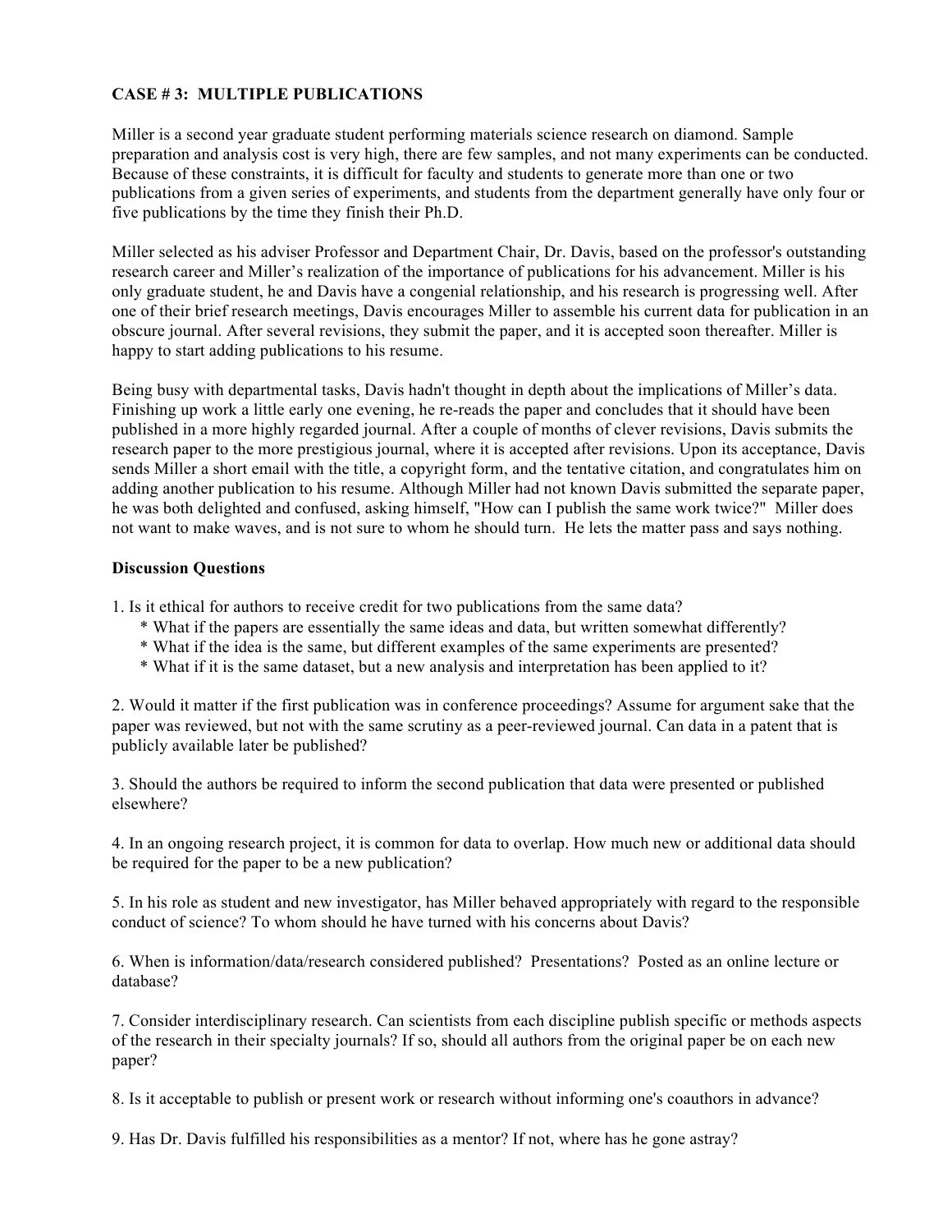**CASE # 3: MULTIPLE PUBLICATIONS**

Miller is a second year graduate student performing materials science research on diamond. Sample preparation and analysis cost is very high, there are few samples, and not many experiments can be conducted. Because of these constraints, it is difficult for faculty and students to generate more than one or two publications from a given series of experiments, and students from the department generally have only four or five publications by the time they finish their Ph.D.

Miller selected as his adviser Professor and Department Chair, Dr. Davis, based on the professor's outstanding research career and Miller's realization of the importance of publications for his advancement. Miller is his only graduate student, he and Davis have a congenial relationship, and his research is progressing well. After one of their brief research meetings, Davis encourages Miller to assemble his current data for publication in an obscure journal. After several revisions, they submit the paper, and it is accepted soon thereafter. Miller is happy to start adding publications to his resume.

Being busy with departmental tasks, Davis hadn't thought in depth about the implications of Miller's data. Finishing up work a little early one evening, he re-reads the paper and concludes that it should have been published in a more highly regarded journal. After a couple of months of clever revisions, Davis submits the research paper to the more prestigious journal, where it is accepted after revisions. Upon its acceptance, Davis sends Miller a short email with the title, a copyright form, and the tentative citation, and congratulates him on adding another publication to his resume. Although Miller had not known Davis submitted the separate paper, he was both delighted and confused, asking himself, "How can I publish the same work twice?" Miller does not want to make waves, and is not sure to whom he should turn. He lets the matter pass and says nothing.

**Discussion Questions**

1. Is it ethical for authors to receive credit for two publications from the same data?
   * What if the papers are essentially the same ideas and data, but written somewhat differently?
   * What if the idea is the same, but different examples of the same experiments are presented?
   * What if it is the same dataset, but a new analysis and interpretation has been applied to it?

2. Would it matter if the first publication was in conference proceedings? Assume for argument sake that the paper was reviewed, but not with the same scrutiny as a peer-reviewed journal. Can data in a patent that is publicly available later be published?

3. Should the authors be required to inform the second publication that data were presented or published elsewhere?

4. In an ongoing research project, it is common for data to overlap. How much new or additional data should be required for the paper to be a new publication?

5. In his role as student and new investigator, has Miller behaved appropriately with regard to the responsible conduct of science? To whom should he have turned with his concerns about Davis?

6. When is information/data/research considered published? Presentations? Posted as an online lecture or database?

7. Consider interdisciplinary research. Can scientists from each discipline publish specific or methods aspects of the research in their specialty journals? If so, should all authors from the original paper be on each new paper?

8. Is it acceptable to publish or present work or research without informing one's coauthors in advance?

9. Has Dr. Davis fulfilled his responsibilities as a mentor? If not, where has he gone astray?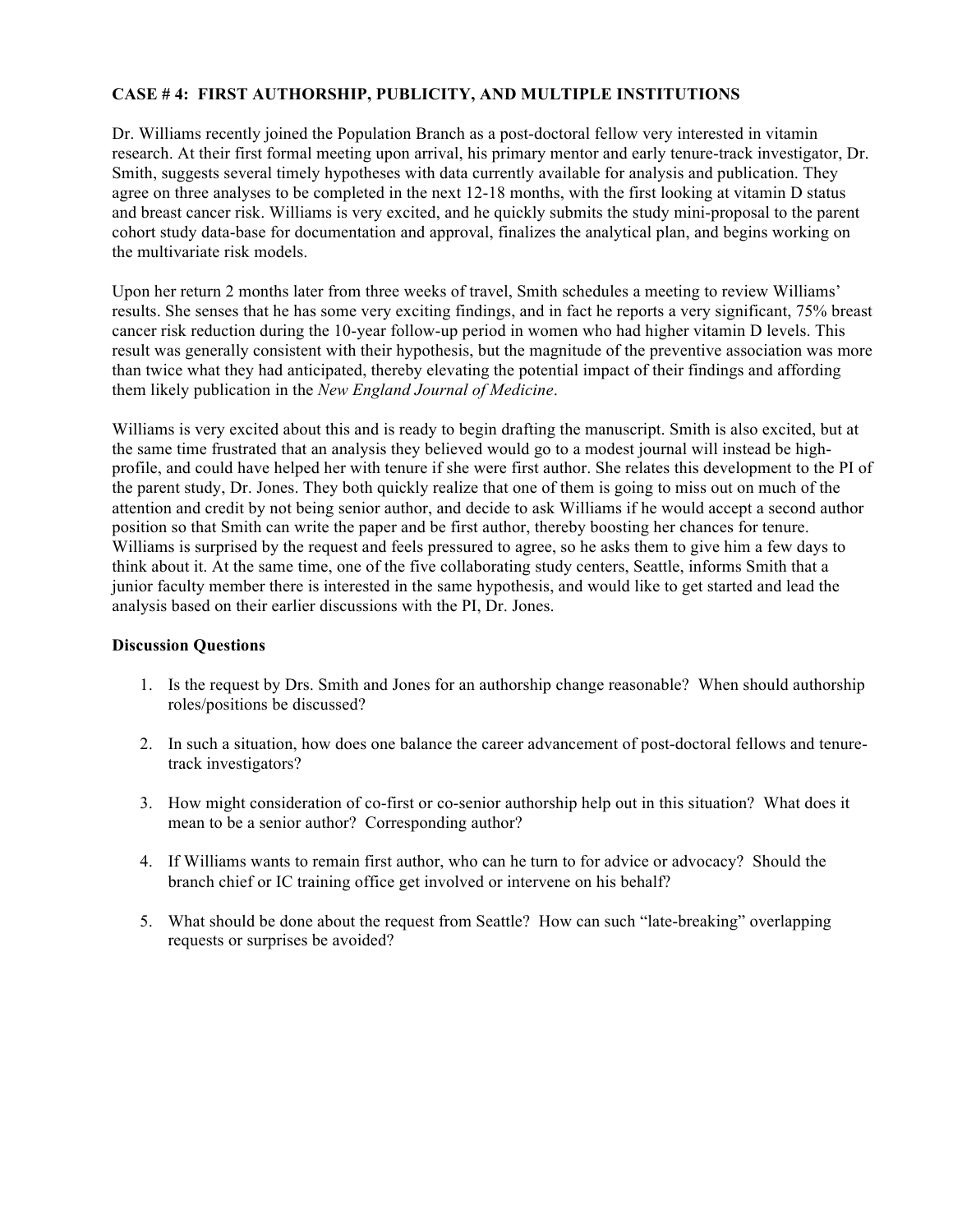## CASE # 4: FIRST AUTHORSHIP, PUBLICITY, AND MULTIPLE INSTITUTIONS

Dr. Williams recently joined the Population Branch as a post-doctoral fellow very interested in vitamin research. At their first formal meeting upon arrival, his primary mentor and early tenure-track investigator, Dr. Smith, suggests several timely hypotheses with data currently available for analysis and publication. They agree on three analyses to be completed in the next 12-18 months, with the first looking at vitamin D status and breast cancer risk. Williams is very excited, and he quickly submits the study mini-proposal to the parent cohort study data-base for documentation and approval, finalizes the analytical plan, and begins working on the multivariate risk models.

Upon her return 2 months later from three weeks of travel, Smith schedules a meeting to review Williams' results. She senses that he has some very exciting findings, and in fact he reports a very significant, 75% breast cancer risk reduction during the 10-year follow-up period in women who had higher vitamin D levels. This result was generally consistent with their hypothesis, but the magnitude of the preventive association was more than twice what they had anticipated, thereby elevating the potential impact of their findings and affording them likely publication in the *New England Journal of Medicine*.

Williams is very excited about this and is ready to begin drafting the manuscript. Smith is also excited, but at the same time frustrated that an analysis they believed would go to a modest journal will instead be high-profile, and could have helped her with tenure if she were first author. She relates this development to the PI of the parent study, Dr. Jones. They both quickly realize that one of them is going to miss out on much of the attention and credit by not being senior author, and decide to ask Williams if he would accept a second author position so that Smith can write the paper and be first author, thereby boosting her chances for tenure. Williams is surprised by the request and feels pressured to agree, so he asks them to give him a few days to think about it. At the same time, one of the five collaborating study centers, Seattle, informs Smith that a junior faculty member there is interested in the same hypothesis, and would like to get started and lead the analysis based on their earlier discussions with the PI, Dr. Jones.

### Discussion Questions

1. Is the request by Drs. Smith and Jones for an authorship change reasonable? When should authorship roles/positions be discussed?
2. In such a situation, how does one balance the career advancement of post-doctoral fellows and tenure-track investigators?
3. How might consideration of co-first or co-senior authorship help out in this situation? What does it mean to be a senior author? Corresponding author?
4. If Williams wants to remain first author, who can he turn to for advice or advocacy? Should the branch chief or IC training office get involved or intervene on his behalf?
5. What should be done about the request from Seattle? How can such "late-breaking" overlapping requests or surprises be avoided?